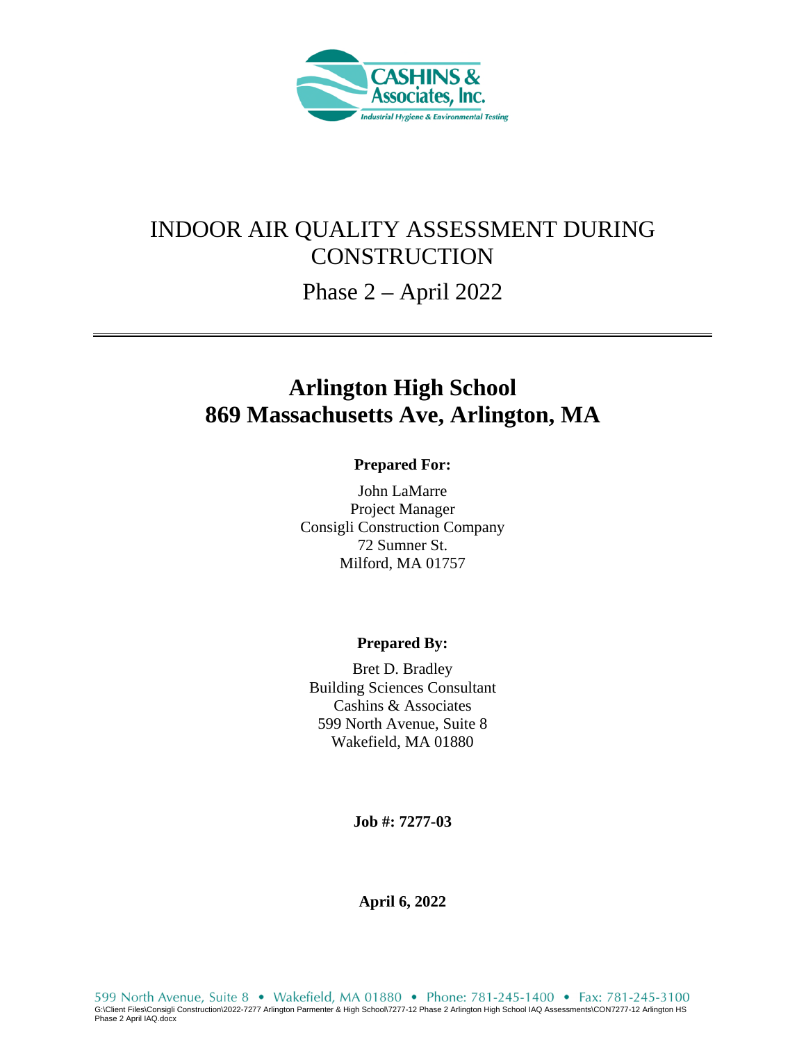CASHINS & Associates, Inc.

*Industrial Hygiene & Environmental Testing*

# INDOOR AIR QUALITY ASSESSMENT DURING CONSTRUCTION

## Phase 2 – April 2022

---

# Arlington High School
# 869 Massachusetts Ave, Arlington, MA

**Prepared For:**

John LaMarre
Project Manager
Consigli Construction Company
72 Sumner St.
Milford, MA 01757

**Prepared By:**

Bret D. Bradley
Building Sciences Consultant
Cashins & Associates
599 North Avenue, Suite 8
Wakefield, MA 01880

**Job #: 7277-03**

**April 6, 2022**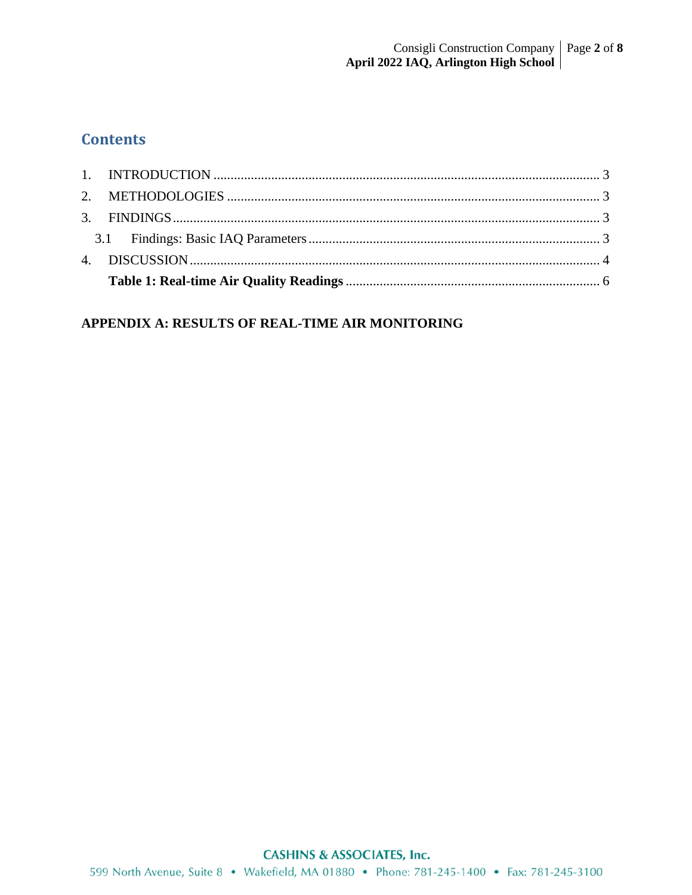## Contents

1. INTRODUCTION ..... 3
2. METHODOLOGIES ..... 3
3. FINDINGS ..... 3
   - 3.1 Findings: Basic IAQ Parameters ..... 3
4. DISCUSSION ..... 4
   - **Table 1: Real-time Air Quality Readings** ..... 6

**APPENDIX A: RESULTS OF REAL-TIME AIR MONITORING**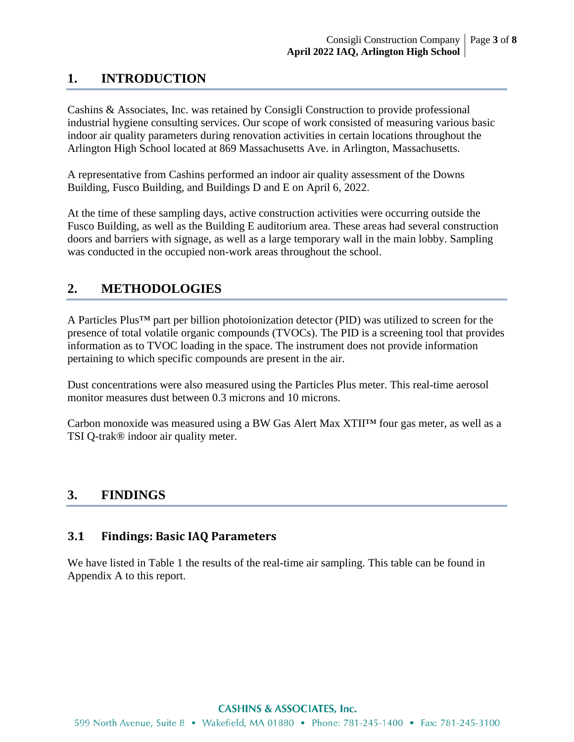## 1. INTRODUCTION

Cashins & Associates, Inc. was retained by Consigli Construction to provide professional industrial hygiene consulting services. Our scope of work consisted of measuring various basic indoor air quality parameters during renovation activities in certain locations throughout the Arlington High School located at 869 Massachusetts Ave. in Arlington, Massachusetts.

A representative from Cashins performed an indoor air quality assessment of the Downs Building, Fusco Building, and Buildings D and E on April 6, 2022.

At the time of these sampling days, active construction activities were occurring outside the Fusco Building, as well as the Building E auditorium area. These areas had several construction doors and barriers with signage, as well as a large temporary wall in the main lobby. Sampling was conducted in the occupied non-work areas throughout the school.

## 2. METHODOLOGIES

A Particles Plus™ part per billion photoionization detector (PID) was utilized to screen for the presence of total volatile organic compounds (TVOCs). The PID is a screening tool that provides information as to TVOC loading in the space. The instrument does not provide information pertaining to which specific compounds are present in the air.

Dust concentrations were also measured using the Particles Plus meter. This real-time aerosol monitor measures dust between 0.3 microns and 10 microns.

Carbon monoxide was measured using a BW Gas Alert Max XTII™ four gas meter, as well as a TSI Q-trak® indoor air quality meter.

## 3. FINDINGS

### 3.1 Findings: Basic IAQ Parameters

We have listed in Table 1 the results of the real-time air sampling. This table can be found in Appendix A to this report.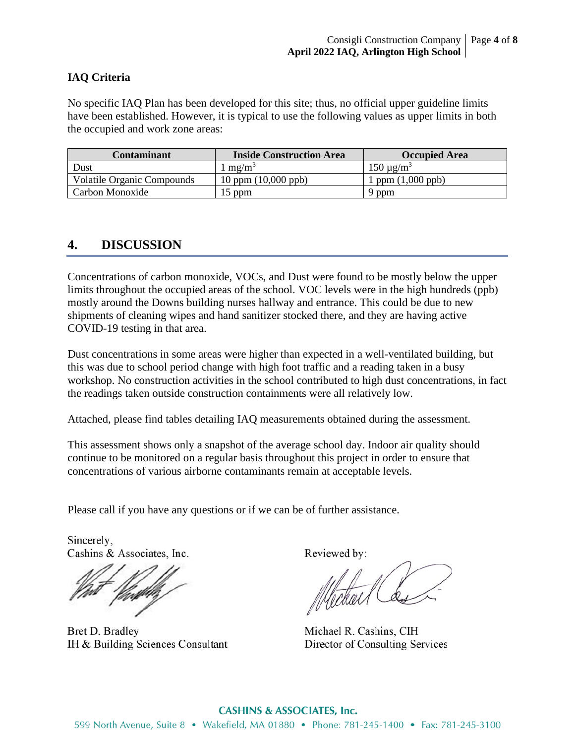**IAQ Criteria**

No specific IAQ Plan has been developed for this site; thus, no official upper guideline limits have been established. However, it is typical to use the following values as upper limits in both the occupied and work zone areas:

| Contaminant | Inside Construction Area | Occupied Area |
|---|---|---|
| Dust | 1 $mg/m^3$ | 150 $\mu g/m^3$ |
| Volatile Organic Compounds | 10 ppm (10,000 ppb) | 1 ppm (1,000 ppb) |
| Carbon Monoxide | 15 ppm | 9 ppm |

## 4. DISCUSSION

Concentrations of carbon monoxide, VOCs, and Dust were found to be mostly below the upper limits throughout the occupied areas of the school. VOC levels were in the high hundreds (ppb) mostly around the Downs building nurses hallway and entrance. This could be due to new shipments of cleaning wipes and hand sanitizer stocked there, and they are having active COVID-19 testing in that area.

Dust concentrations in some areas were higher than expected in a well-ventilated building, but this was due to school period change with high foot traffic and a reading taken in a busy workshop. No construction activities in the school contributed to high dust concentrations, in fact the readings taken outside construction containments were all relatively low.

Attached, please find tables detailing IAQ measurements obtained during the assessment.

This assessment shows only a snapshot of the average school day. Indoor air quality should continue to be monitored on a regular basis throughout this project in order to ensure that concentrations of various airborne contaminants remain at acceptable levels.

Please call if you have any questions or if we can be of further assistance.

Sincerely,
Cashins & Associates, Inc.

Bret D. Bradley
IH & Building Sciences Consultant

Reviewed by:

Michael R. Cashins, CIH
Director of Consulting Services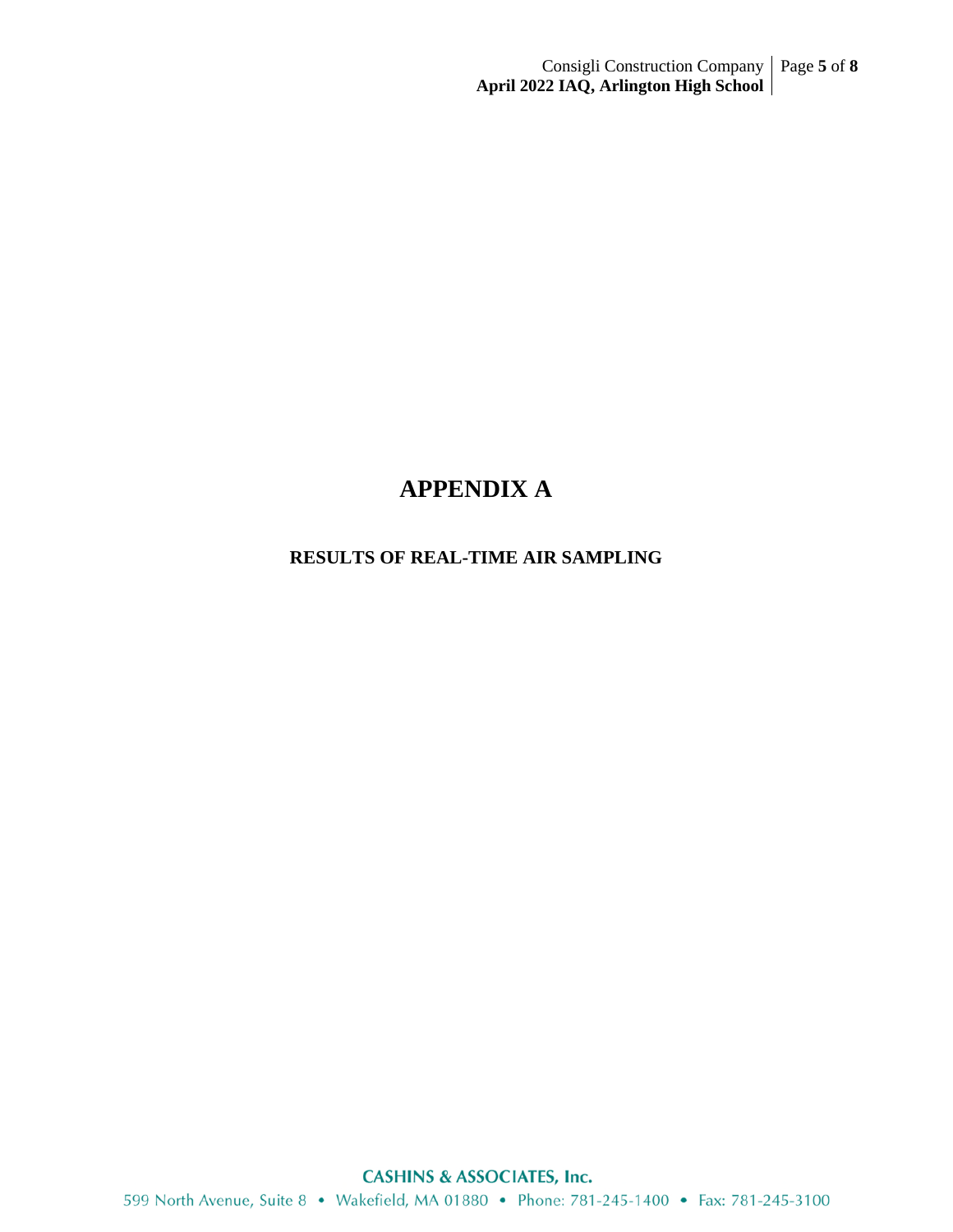# APPENDIX A

## RESULTS OF REAL-TIME AIR SAMPLING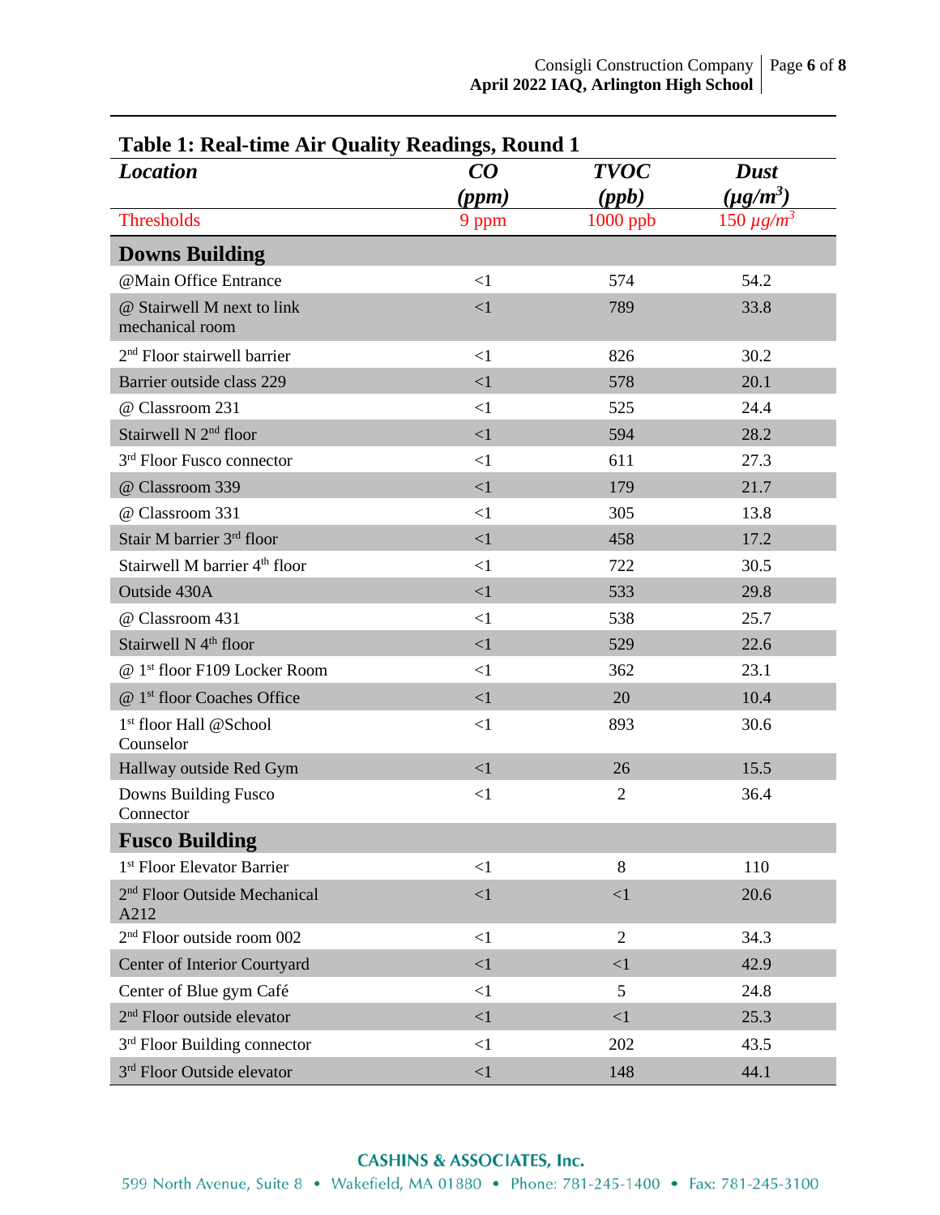**Table 1: Real-time Air Quality Readings, Round 1**

| *Location* | *CO (ppm)* | *TVOC (ppb)* | *Dust ($\mu g/m^3$)* |
|---|---|---|---|
| Thresholds | 9 ppm | 1000 ppb | 150 $\mu g/m^3$ |
| **Downs Building** | | | |
| @Main Office Entrance | <1 | 574 | 54.2 |
| @ Stairwell M next to link mechanical room | <1 | 789 | 33.8 |
| 2nd Floor stairwell barrier | <1 | 826 | 30.2 |
| Barrier outside class 229 | <1 | 578 | 20.1 |
| @ Classroom 231 | <1 | 525 | 24.4 |
| Stairwell N 2nd floor | <1 | 594 | 28.2 |
| 3rd Floor Fusco connector | <1 | 611 | 27.3 |
| @ Classroom 339 | <1 | 179 | 21.7 |
| @ Classroom 331 | <1 | 305 | 13.8 |
| Stair M barrier 3rd floor | <1 | 458 | 17.2 |
| Stairwell M barrier 4th floor | <1 | 722 | 30.5 |
| Outside 430A | <1 | 533 | 29.8 |
| @ Classroom 431 | <1 | 538 | 25.7 |
| Stairwell N 4th floor | <1 | 529 | 22.6 |
| @ 1st floor F109 Locker Room | <1 | 362 | 23.1 |
| @ 1st floor Coaches Office | <1 | 20 | 10.4 |
| 1st floor Hall @School Counselor | <1 | 893 | 30.6 |
| Hallway outside Red Gym | <1 | 26 | 15.5 |
| Downs Building Fusco Connector | <1 | 2 | 36.4 |
| **Fusco Building** | | | |
| 1st Floor Elevator Barrier | <1 | 8 | 110 |
| 2nd Floor Outside Mechanical A212 | <1 | <1 | 20.6 |
| 2nd Floor outside room 002 | <1 | 2 | 34.3 |
| Center of Interior Courtyard | <1 | <1 | 42.9 |
| Center of Blue gym Café | <1 | 5 | 24.8 |
| 2nd Floor outside elevator | <1 | <1 | 25.3 |
| 3rd Floor Building connector | <1 | 202 | 43.5 |
| 3rd Floor Outside elevator | <1 | 148 | 44.1 |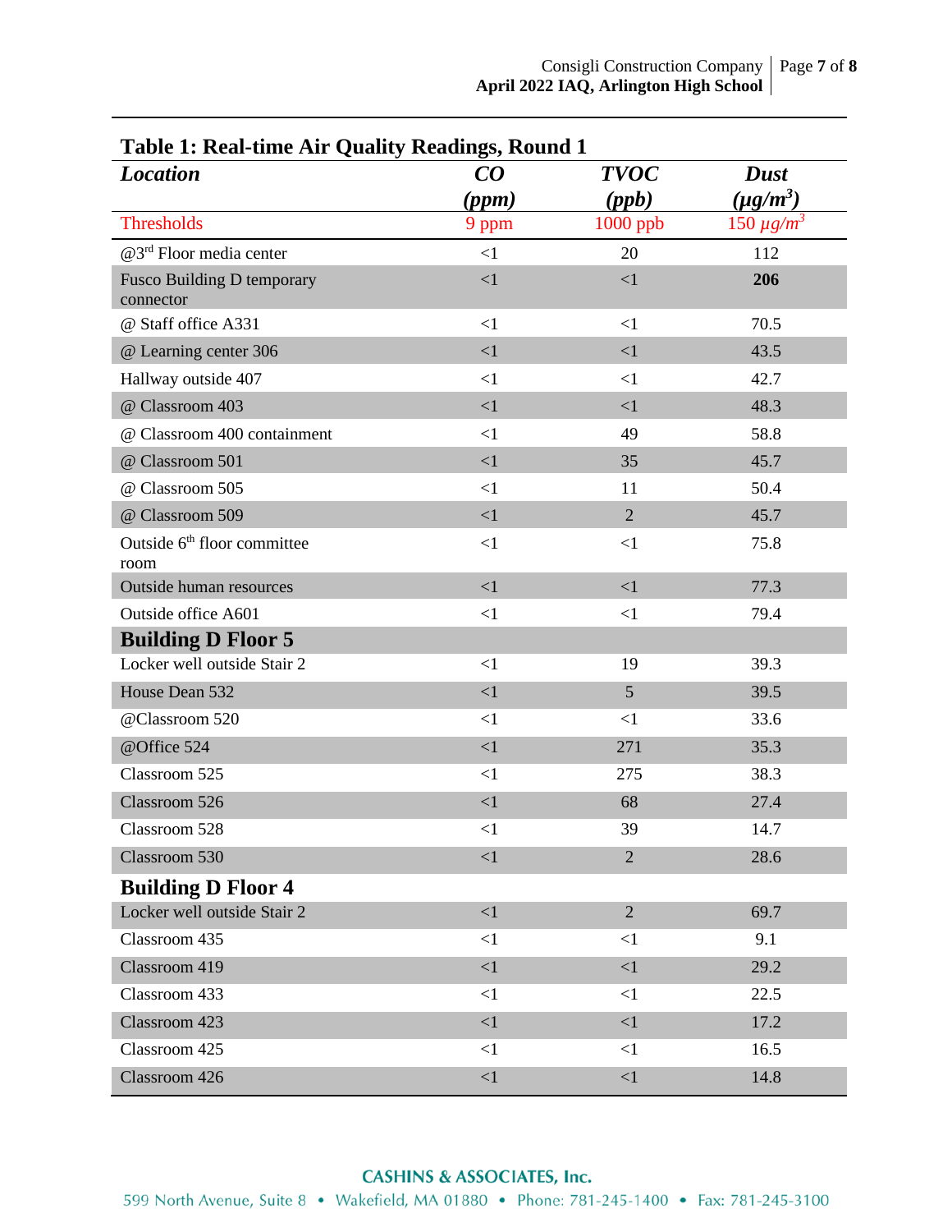**Table 1: Real-time Air Quality Readings, Round 1**

| *Location* | *CO (ppm)* | *TVOC (ppb)* | *Dust ($\mu g/m^3$)* |
|---|---|---|---|
| Thresholds | 9 ppm | 1000 ppb | 150 $\mu g/m^3$ |
| @3rd Floor media center | <1 | 20 | 112 |
| Fusco Building D temporary connector | <1 | <1 | **206** |
| @ Staff office A331 | <1 | <1 | 70.5 |
| @ Learning center 306 | <1 | <1 | 43.5 |
| Hallway outside 407 | <1 | <1 | 42.7 |
| @ Classroom 403 | <1 | <1 | 48.3 |
| @ Classroom 400 containment | <1 | 49 | 58.8 |
| @ Classroom 501 | <1 | 35 | 45.7 |
| @ Classroom 505 | <1 | 11 | 50.4 |
| @ Classroom 509 | <1 | 2 | 45.7 |
| Outside 6th floor committee room | <1 | <1 | 75.8 |
| Outside human resources | <1 | <1 | 77.3 |
| Outside office A601 | <1 | <1 | 79.4 |
| **Building D Floor 5** | | | |
| Locker well outside Stair 2 | <1 | 19 | 39.3 |
| House Dean 532 | <1 | 5 | 39.5 |
| @Classroom 520 | <1 | <1 | 33.6 |
| @Office 524 | <1 | 271 | 35.3 |
| Classroom 525 | <1 | 275 | 38.3 |
| Classroom 526 | <1 | 68 | 27.4 |
| Classroom 528 | <1 | 39 | 14.7 |
| Classroom 530 | <1 | 2 | 28.6 |
| **Building D Floor 4** | | | |
| Locker well outside Stair 2 | <1 | 2 | 69.7 |
| Classroom 435 | <1 | <1 | 9.1 |
| Classroom 419 | <1 | <1 | 29.2 |
| Classroom 433 | <1 | <1 | 22.5 |
| Classroom 423 | <1 | <1 | 17.2 |
| Classroom 425 | <1 | <1 | 16.5 |
| Classroom 426 | <1 | <1 | 14.8 |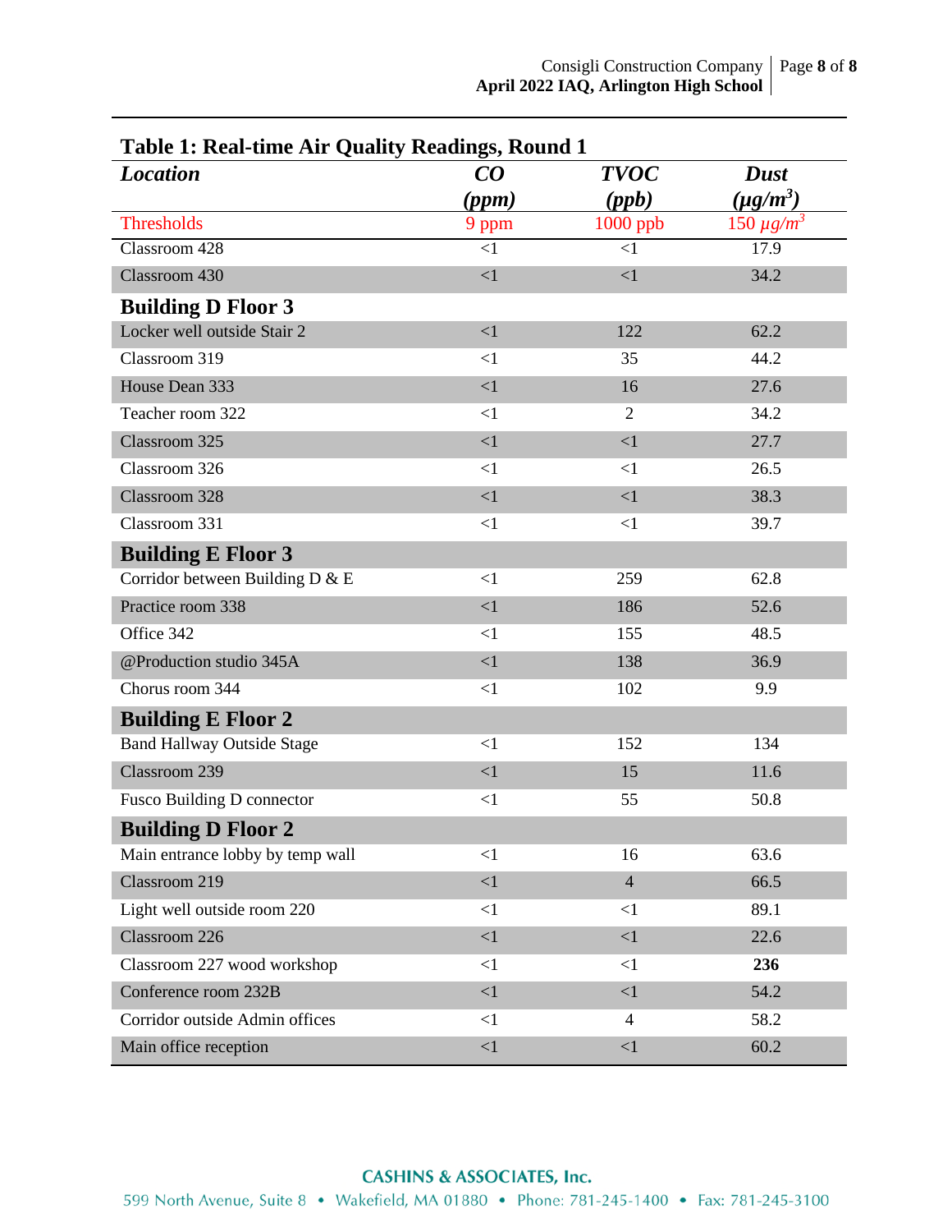### Table 1: Real-time Air Quality Readings, Round 1

| *Location* | *CO (ppm)* | *TVOC (ppb)* | *Dust ($\mu g/m^3$)* |
|---|---|---|---|
| Thresholds | 9 ppm | 1000 ppb | 150 $\mu g/m^3$ |
| Classroom 428 | <1 | <1 | 17.9 |
| Classroom 430 | <1 | <1 | 34.2 |
| **Building D Floor 3** | | | |
| Locker well outside Stair 2 | <1 | 122 | 62.2 |
| Classroom 319 | <1 | 35 | 44.2 |
| House Dean 333 | <1 | 16 | 27.6 |
| Teacher room 322 | <1 | 2 | 34.2 |
| Classroom 325 | <1 | <1 | 27.7 |
| Classroom 326 | <1 | <1 | 26.5 |
| Classroom 328 | <1 | <1 | 38.3 |
| Classroom 331 | <1 | <1 | 39.7 |
| **Building E Floor 3** | | | |
| Corridor between Building D & E | <1 | 259 | 62.8 |
| Practice room 338 | <1 | 186 | 52.6 |
| Office 342 | <1 | 155 | 48.5 |
| @Production studio 345A | <1 | 138 | 36.9 |
| Chorus room 344 | <1 | 102 | 9.9 |
| **Building E Floor 2** | | | |
| Band Hallway Outside Stage | <1 | 152 | 134 |
| Classroom 239 | <1 | 15 | 11.6 |
| Fusco Building D connector | <1 | 55 | 50.8 |
| **Building D Floor 2** | | | |
| Main entrance lobby by temp wall | <1 | 16 | 63.6 |
| Classroom 219 | <1 | 4 | 66.5 |
| Light well outside room 220 | <1 | <1 | 89.1 |
| Classroom 226 | <1 | <1 | 22.6 |
| Classroom 227 wood workshop | <1 | <1 | **236** |
| Conference room 232B | <1 | <1 | 54.2 |
| Corridor outside Admin offices | <1 | 4 | 58.2 |
| Main office reception | <1 | <1 | 60.2 |